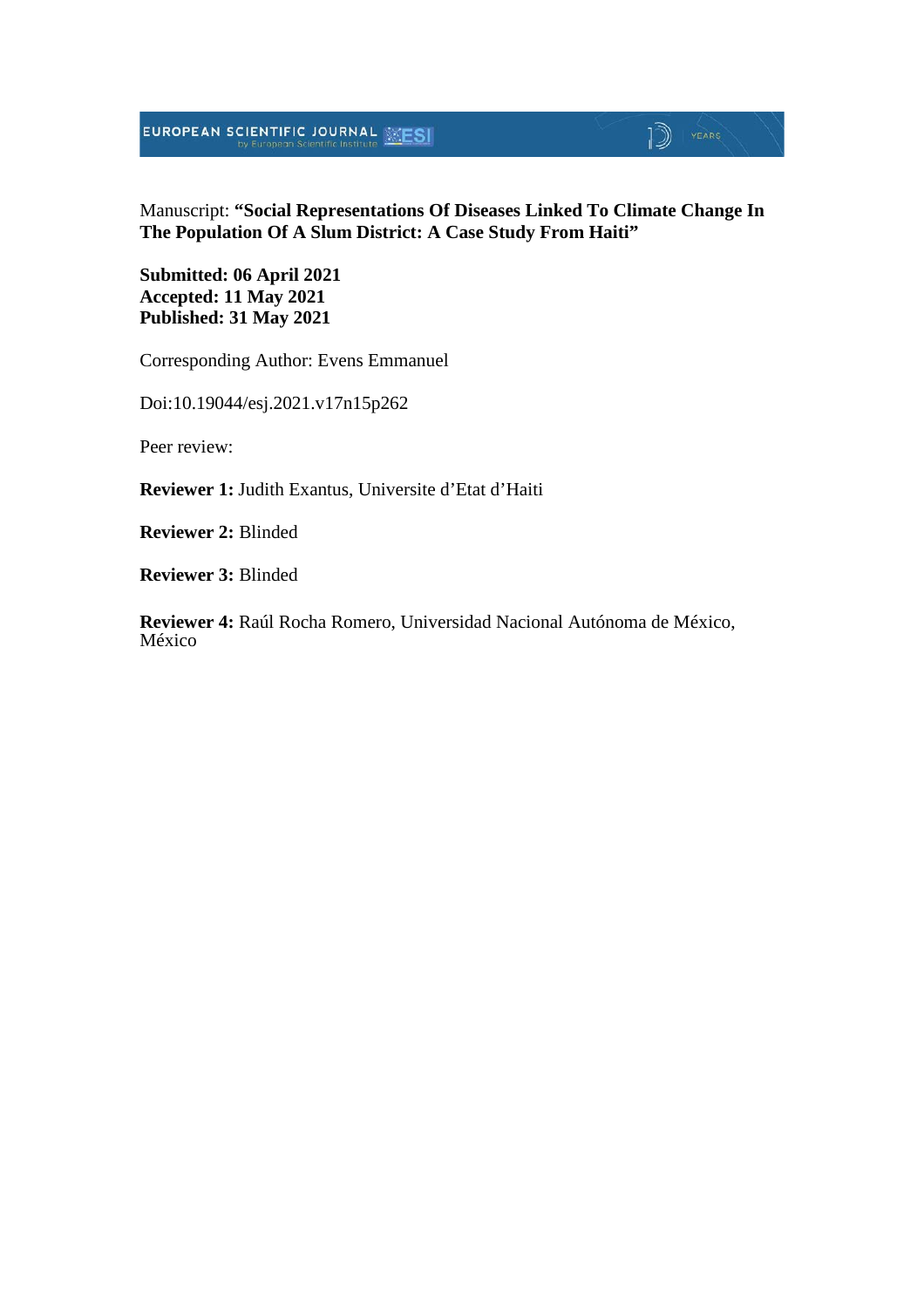Manuscript: **"Social Representations Of Diseases Linked To Climate Change In The Population Of A Slum District: A Case Study From Haiti"**

**Submitted: 06 April 2021**
**Accepted: 11 May 2021**
**Published: 31 May 2021**

Corresponding Author: Evens Emmanuel

Doi:10.19044/esj.2021.v17n15p262

Peer review:

**Reviewer 1:** Judith Exantus, Universite d'Etat d'Haiti

**Reviewer 2:** Blinded

**Reviewer 3:** Blinded

**Reviewer 4:** Raúl Rocha Romero, Universidad Nacional Autónoma de México, México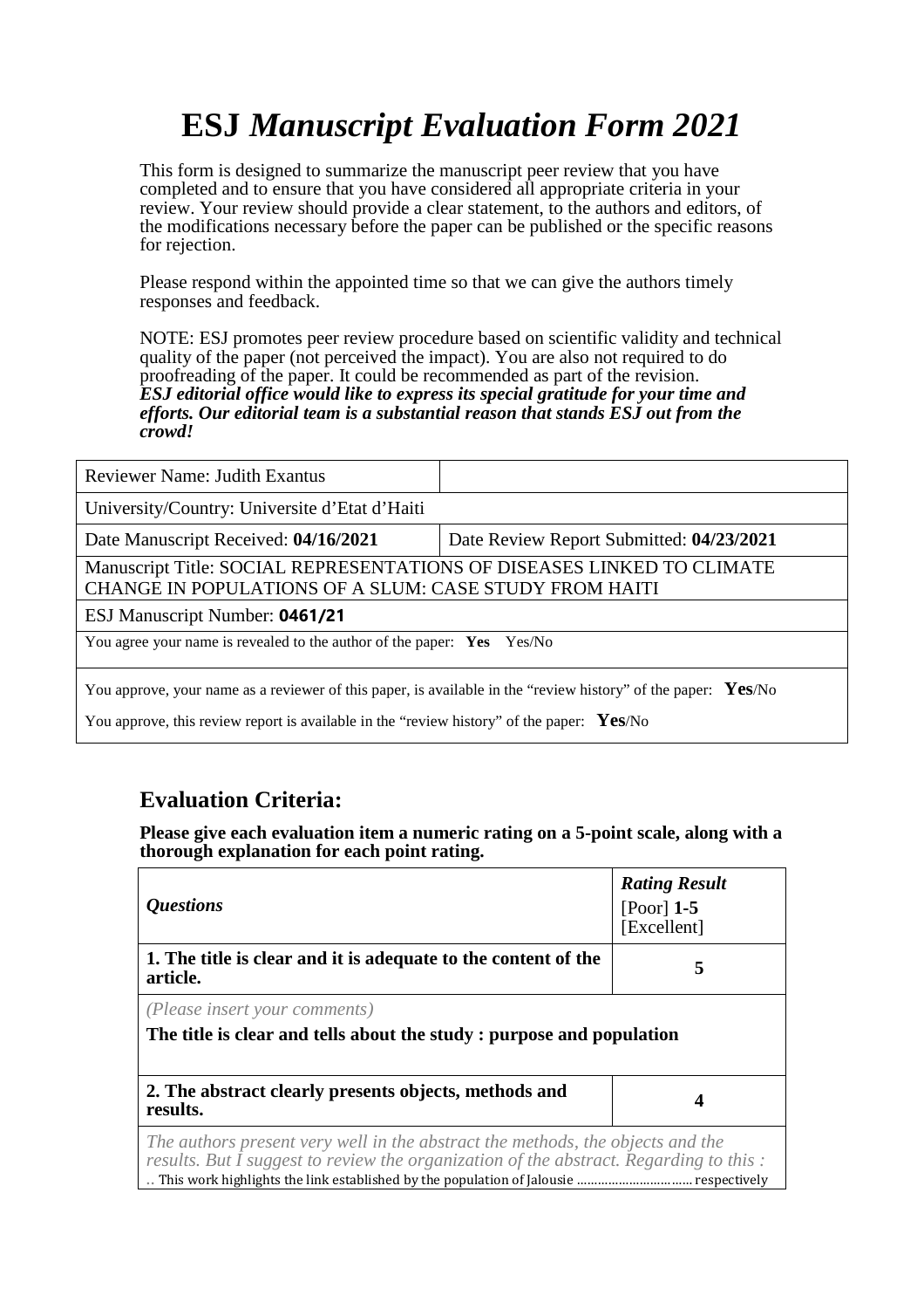# ESJ *Manuscript Evaluation Form 2021*

This form is designed to summarize the manuscript peer review that you have completed and to ensure that you have considered all appropriate criteria in your review. Your review should provide a clear statement, to the authors and editors, of the modifications necessary before the paper can be published or the specific reasons for rejection.

Please respond within the appointed time so that we can give the authors timely responses and feedback.

NOTE: ESJ promotes peer review procedure based on scientific validity and technical quality of the paper (not perceived the impact). You are also not required to do proofreading of the paper. It could be recommended as part of the revision.
***ESJ editorial office would like to express its special gratitude for your time and efforts. Our editorial team is a substantial reason that stands ESJ out from the crowd!***

| Reviewer Name: Judith Exantus | |
|---|---|
| University/Country: Universite d'Etat d'Haiti | |
| Date Manuscript Received: **04/16/2021** | Date Review Report Submitted: **04/23/2021** |
| Manuscript Title: SOCIAL REPRESENTATIONS OF DISEASES LINKED TO CLIMATE CHANGE IN POPULATIONS OF A SLUM: CASE STUDY FROM HAITI | |
| ESJ Manuscript Number: **0461/21** | |
| You agree your name is revealed to the author of the paper: **Yes** Yes/No | |
| You approve, your name as a reviewer of this paper, is available in the "review history" of the paper: **Yes**/No<br>You approve, this review report is available in the "review history" of the paper: **Yes**/No | |

## Evaluation Criteria:

**Please give each evaluation item a numeric rating on a 5-point scale, along with a thorough explanation for each point rating.**

| *Questions* | ***Rating Result*** [Poor] **1-5** [Excellent] |
|---|---|
| **1. The title is clear and it is adequate to the content of the article.** | **5** |
| *(Please insert your comments)*<br>**The title is clear and tells about the study : purpose and population** | |
| **2. The abstract clearly presents objects, methods and results.** | **4** |
| *The authors present very well in the abstract the methods, the objects and the results. But I suggest to review the organization of the abstract. Regarding to this :* .. This work highlights the link established by the population of Jalousie ................................ respectively | |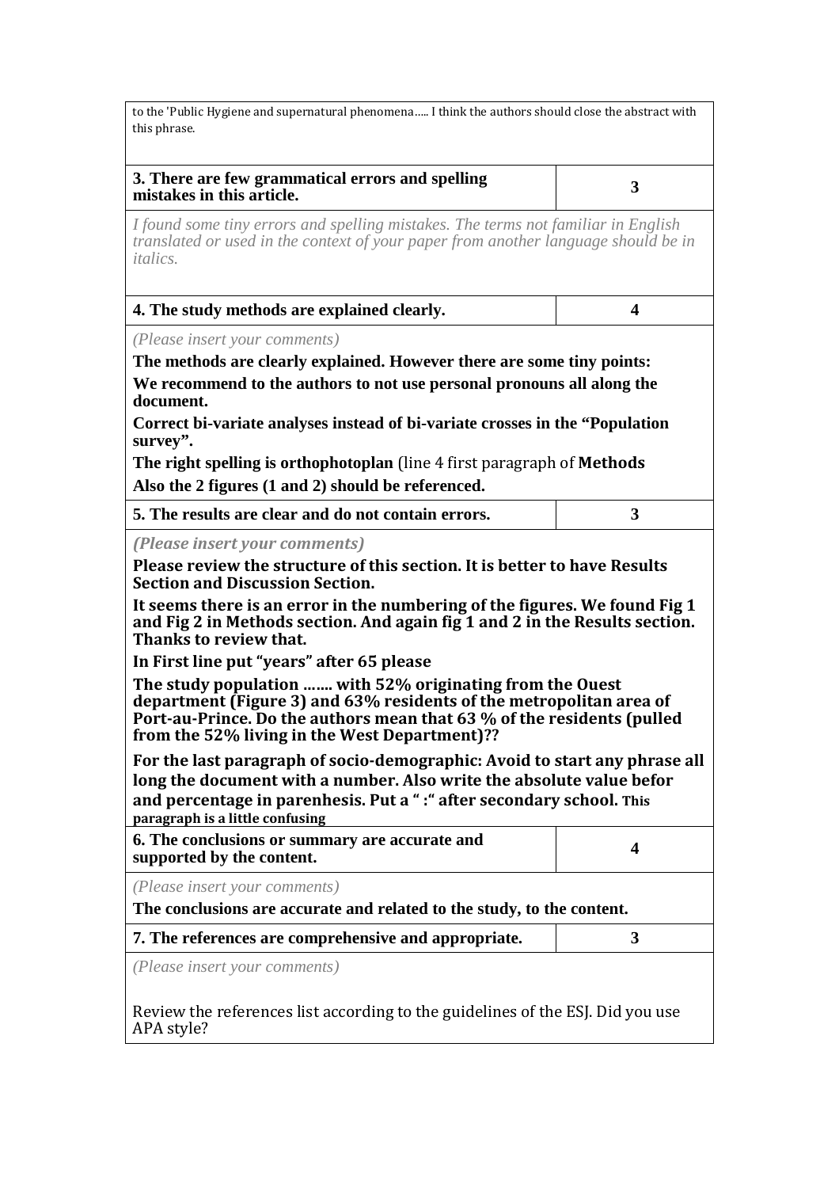to the 'Public Hygiene and supernatural phenomena….. I think the authors should close the abstract with this phrase.

| **3. There are few grammatical errors and spelling mistakes in this article.** | **3** |
|---|---|
| *I found some tiny errors and spelling mistakes. The terms not familiar in English translated or used in the context of your paper from another language should be in italics.* | |
| **4. The study methods are explained clearly.** | **4** |
| *(Please insert your comments)*<br>**The methods are clearly explained. However there are some tiny points:**<br>**We recommend to the authors to not use personal pronouns all along the document.**<br>**Correct bi-variate analyses instead of bi-variate crosses in the "Population survey".**<br>**The right spelling is orthophotoplan** (line 4 first paragraph of **Methods**<br>**Also the 2 figures (1 and 2) should be referenced.** | |
| **5. The results are clear and do not contain errors.** | **3** |
| ***(Please insert your comments)***<br>**Please review the structure of this section. It is better to have Results Section and Discussion Section.**<br>**It seems there is an error in the numbering of the figures. We found Fig 1 and Fig 2 in Methods section. And again fig 1 and 2 in the Results section. Thanks to review that.**<br>**In First line put "years" after 65 please**<br>**The study population ……. with 52% originating from the Ouest department (Figure 3) and 63% residents of the metropolitan area of Port-au-Prince. Do the authors mean that 63 % of the residents (pulled from the 52% living in the West Department)??**<br>**For the last paragraph of socio-demographic: Avoid to start any phrase all long the document with a number. Also write the absolute value befor and percentage in parenhesis. Put a " :" after secondary school. This paragraph is a little confusing** | |
| **6. The conclusions or summary are accurate and supported by the content.** | **4** |
| *(Please insert your comments)*<br>**The conclusions are accurate and related to the study, to the content.** | |
| **7. The references are comprehensive and appropriate.** | **3** |
| *(Please insert your comments)*<br><br>Review the references list according to the guidelines of the ESJ. Did you use APA style? | |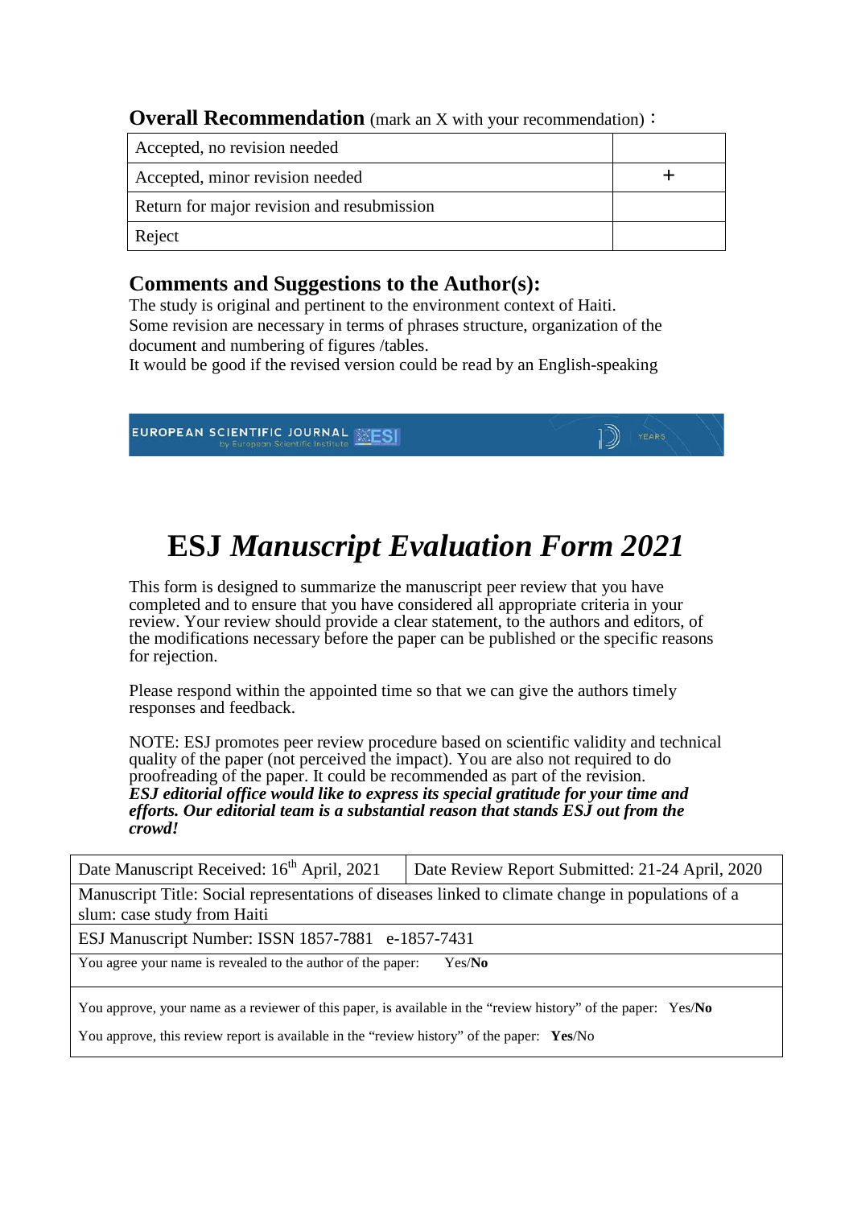**Overall Recommendation** (mark an X with your recommendation)：

| | |
|---|---|
| Accepted, no revision needed | |
| Accepted, minor revision needed | + |
| Return for major revision and resubmission | |
| Reject | |

## Comments and Suggestions to the Author(s):

The study is original and pertinent to the environment context of Haiti.
Some revision are necessary in terms of phrases structure, organization of the document and numbering of figures /tables.
It would be good if the revised version could be read by an English-speaking

# ESJ *Manuscript Evaluation Form 2021*

This form is designed to summarize the manuscript peer review that you have completed and to ensure that you have considered all appropriate criteria in your review. Your review should provide a clear statement, to the authors and editors, of the modifications necessary before the paper can be published or the specific reasons for rejection.

Please respond within the appointed time so that we can give the authors timely responses and feedback.

NOTE: ESJ promotes peer review procedure based on scientific validity and technical quality of the paper (not perceived the impact). You are also not required to do proofreading of the paper. It could be recommended as part of the revision.
***ESJ editorial office would like to express its special gratitude for your time and efforts. Our editorial team is a substantial reason that stands ESJ out from the crowd!***

| Date Manuscript Received: 16th April, 2021 | Date Review Report Submitted: 21-24 April, 2020 |
|---|---|
| Manuscript Title: Social representations of diseases linked to climate change in populations of a slum: case study from Haiti | |
| ESJ Manuscript Number: ISSN 1857-7881 e-1857-7431 | |
| You agree your name is revealed to the author of the paper: Yes/**No** | |
| You approve, your name as a reviewer of this paper, is available in the "review history" of the paper: Yes/**No** | |
| You approve, this review report is available in the "review history" of the paper: **Yes**/No | |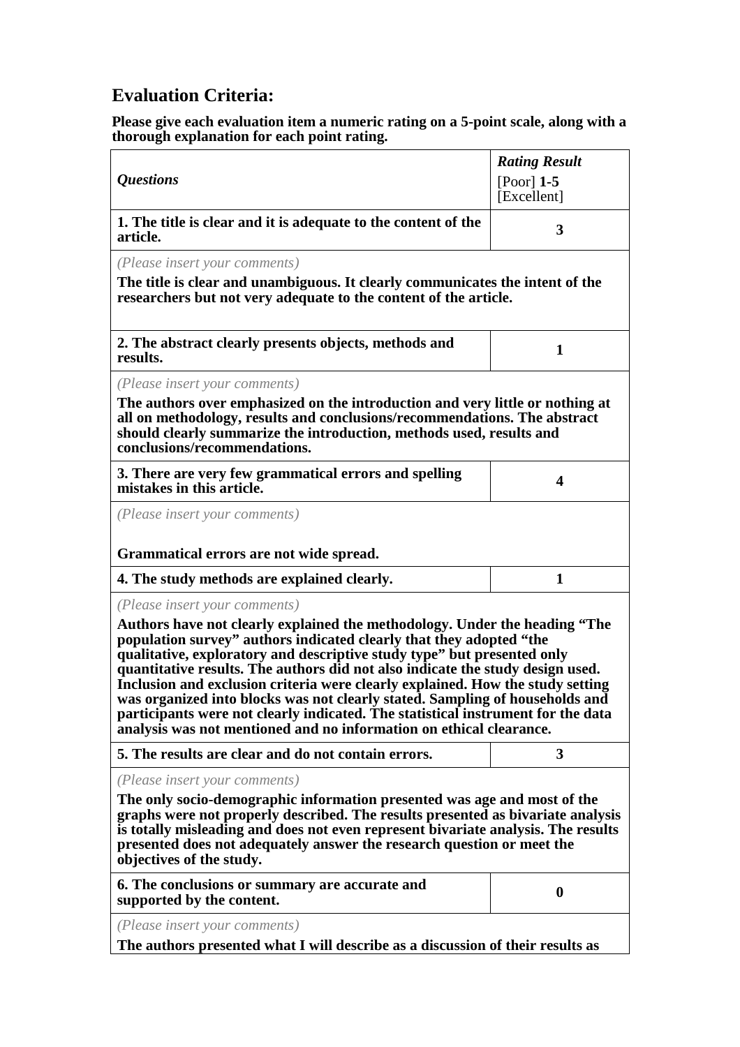## Evaluation Criteria:

**Please give each evaluation item a numeric rating on a 5-point scale, along with a thorough explanation for each point rating.**

| *Questions* | ***Rating Result*** [Poor] **1-5** [Excellent] |
|---|---|
| **1. The title is clear and it is adequate to the content of the article.** | **3** |
| *(Please insert your comments)* **The title is clear and unambiguous. It clearly communicates the intent of the researchers but not very adequate to the content of the article.** | |
| **2. The abstract clearly presents objects, methods and results.** | **1** |
| *(Please insert your comments)* **The authors over emphasized on the introduction and very little or nothing at all on methodology, results and conclusions/recommendations. The abstract should clearly summarize the introduction, methods used, results and conclusions/recommendations.** | |
| **3. There are very few grammatical errors and spelling mistakes in this article.** | **4** |
| *(Please insert your comments)* **Grammatical errors are not wide spread.** | |
| **4. The study methods are explained clearly.** | **1** |
| *(Please insert your comments)* **Authors have not clearly explained the methodology. Under the heading "The population survey" authors indicated clearly that they adopted "the qualitative, exploratory and descriptive study type" but presented only quantitative results. The authors did not also indicate the study design used. Inclusion and exclusion criteria were clearly explained. How the study setting was organized into blocks was not clearly stated. Sampling of households and participants were not clearly indicated. The statistical instrument for the data analysis was not mentioned and no information on ethical clearance.** | |
| **5. The results are clear and do not contain errors.** | **3** |
| *(Please insert your comments)* **The only socio-demographic information presented was age and most of the graphs were not properly described. The results presented as bivariate analysis is totally misleading and does not even represent bivariate analysis. The results presented does not adequately answer the research question or meet the objectives of the study.** | |
| **6. The conclusions or summary are accurate and supported by the content.** | **0** |
| *(Please insert your comments)* **The authors presented what I will describe as a discussion of their results as** | |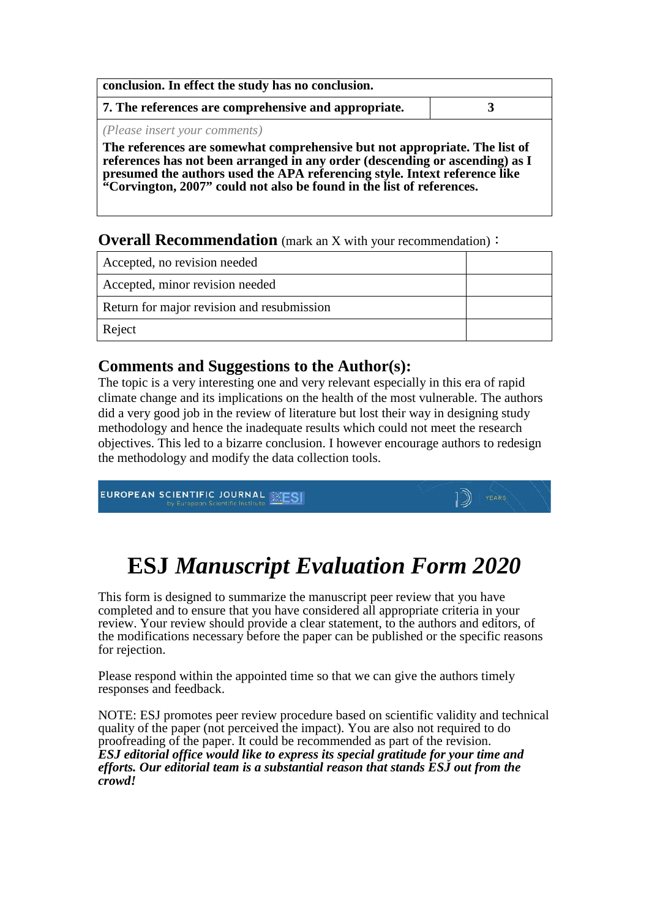| conclusion. In effect the study has no conclusion. | |
|---|---|
| **7. The references are comprehensive and appropriate.** | **3** |

*(Please insert your comments)*

**The references are somewhat comprehensive but not appropriate. The list of references has not been arranged in any order (descending or ascending) as I presumed the authors used the APA referencing style. Intext reference like "Corvington, 2007" could not also be found in the list of references.**

## Overall Recommendation (mark an X with your recommendation)：

| Accepted, no revision needed | |
|---|---|
| Accepted, minor revision needed | |
| Return for major revision and resubmission | |
| Reject | |

## Comments and Suggestions to the Author(s):

The topic is a very interesting one and very relevant especially in this era of rapid climate change and its implications on the health of the most vulnerable. The authors did a very good job in the review of literature but lost their way in designing study methodology and hence the inadequate results which could not meet the research objectives. This led to a bizarre conclusion. I however encourage authors to redesign the methodology and modify the data collection tools.

EUROPEAN SCIENTIFIC JOURNAL by European Scientific Institute ESI

# ESJ *Manuscript Evaluation Form 2020*

This form is designed to summarize the manuscript peer review that you have completed and to ensure that you have considered all appropriate criteria in your review. Your review should provide a clear statement, to the authors and editors, of the modifications necessary before the paper can be published or the specific reasons for rejection.

Please respond within the appointed time so that we can give the authors timely responses and feedback.

NOTE: ESJ promotes peer review procedure based on scientific validity and technical quality of the paper (not perceived the impact). You are also not required to do proofreading of the paper. It could be recommended as part of the revision.
***ESJ editorial office would like to express its special gratitude for your time and efforts. Our editorial team is a substantial reason that stands ESJ out from the crowd!***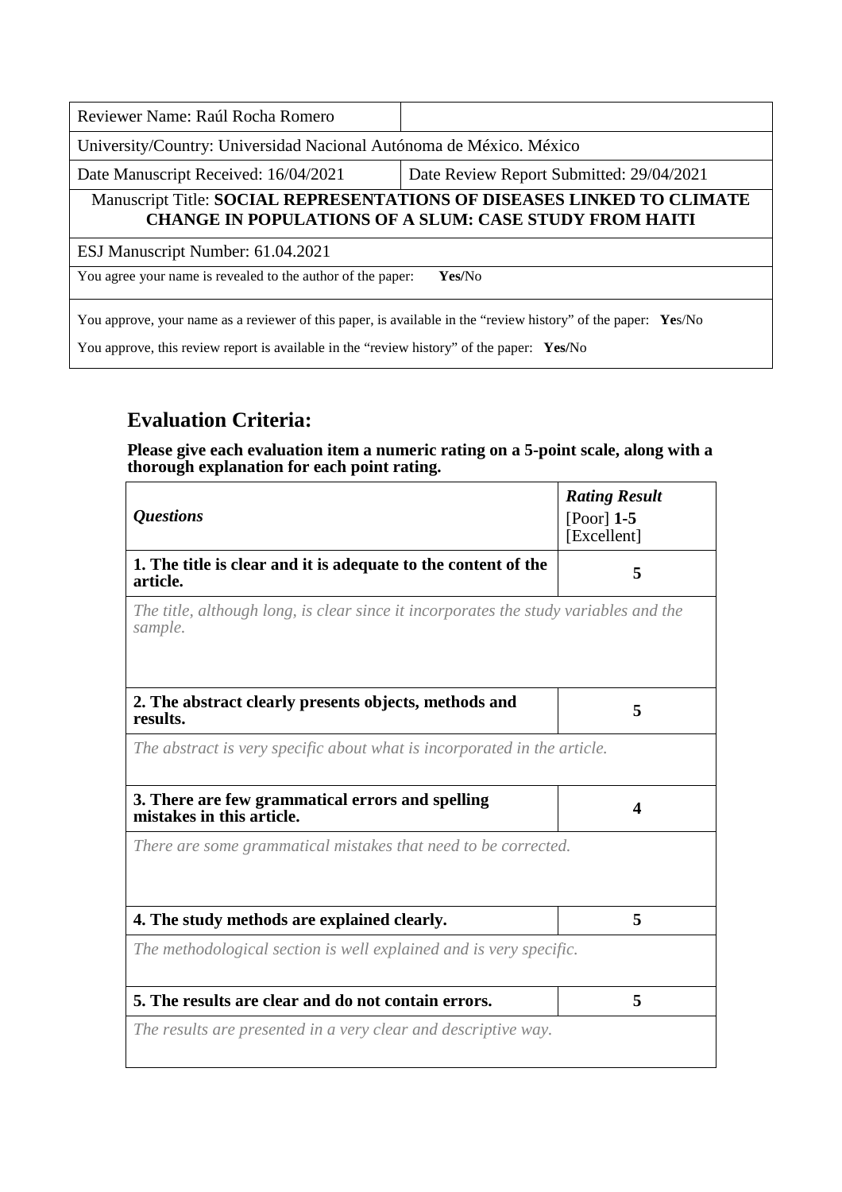| Reviewer Name: Raúl Rocha Romero | |
|---|---|
| University/Country: Universidad Nacional Autónoma de México. México | |
| Date Manuscript Received: 16/04/2021 | Date Review Report Submitted: 29/04/2021 |
| Manuscript Title: **SOCIAL REPRESENTATIONS OF DISEASES LINKED TO CLIMATE CHANGE IN POPULATIONS OF A SLUM: CASE STUDY FROM HAITI** | |
| ESJ Manuscript Number: 61.04.2021 | |
| You agree your name is revealed to the author of the paper: **Yes/**No | |
| You approve, your name as a reviewer of this paper, is available in the "review history" of the paper: **Ye**s/No<br>You approve, this review report is available in the "review history" of the paper: **Yes/**No | |

## Evaluation Criteria:

**Please give each evaluation item a numeric rating on a 5-point scale, along with a thorough explanation for each point rating.**

| ***Questions*** | ***Rating Result*** [Poor] **1-5** [Excellent] |
|---|---|
| **1. The title is clear and it is adequate to the content of the article.** | **5** |
| *The title, although long, is clear since it incorporates the study variables and the sample.* | |
| **2. The abstract clearly presents objects, methods and results.** | **5** |
| *The abstract is very specific about what is incorporated in the article.* | |
| **3. There are few grammatical errors and spelling mistakes in this article.** | **4** |
| *There are some grammatical mistakes that need to be corrected.* | |
| **4. The study methods are explained clearly.** | **5** |
| *The methodological section is well explained and is very specific.* | |
| **5. The results are clear and do not contain errors.** | **5** |
| *The results are presented in a very clear and descriptive way.* | |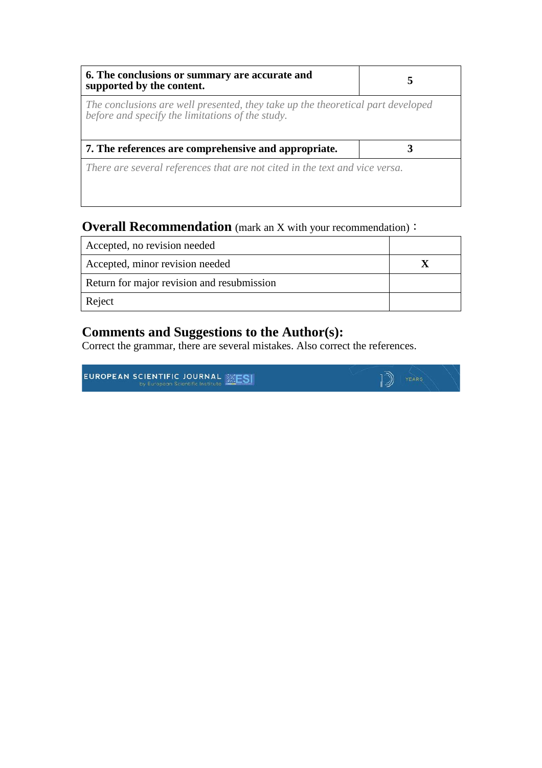| 6. The conclusions or summary are accurate and supported by the content. | 5 |
|---|---|
| *The conclusions are well presented, they take up the theoretical part developed before and specify the limitations of the study.* | |
| **7. The references are comprehensive and appropriate.** | **3** |
| *There are several references that are not cited in the text and vice versa.* | |

## Overall Recommendation (mark an X with your recommendation)：

| | |
|---|---|
| Accepted, no revision needed | |
| Accepted, minor revision needed | **X** |
| Return for major revision and resubmission | |
| Reject | |

## Comments and Suggestions to the Author(s):

Correct the grammar, there are several mistakes. Also correct the references.